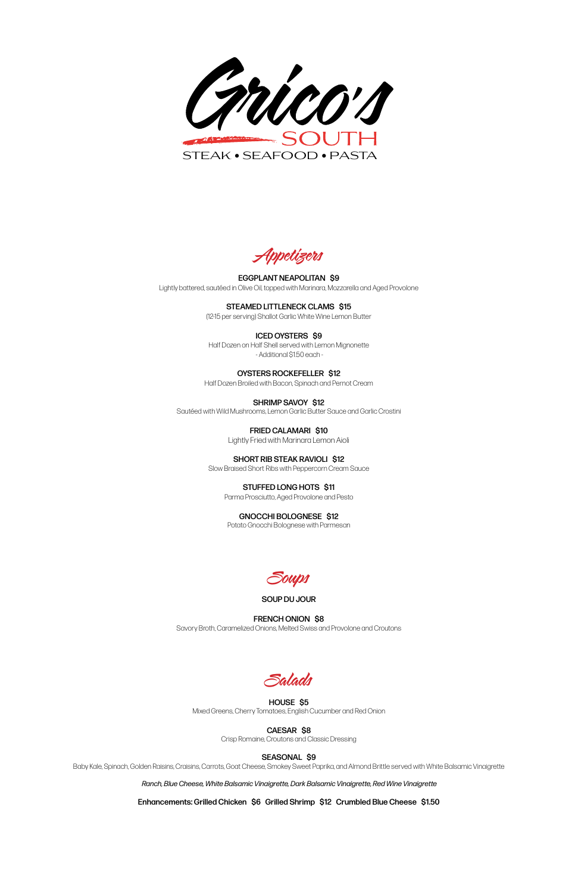# Grico's SOUTH

STEAK • SEAFOOD • PASTA

## Appetizers

**EGGPLANT NEAPOLITAN $9**
Lightly battered, sautéed in Olive Oil, topped with Marinara, Mozzarella and Aged Provolone

**STEAMED LITTLENECK CLAMS $15**
(12-15 per serving) Shallot Garlic White Wine Lemon Butter

**ICED OYSTERS $9**
Half Dozen on Half Shell served with Lemon Mignonette
- Additional $1.50 each -

**OYSTERS ROCKEFELLER $12**
Half Dozen Broiled with Bacon, Spinach and Pernot Cream

**SHRIMP SAVOY $12**
Sautéed with Wild Mushrooms, Lemon Garlic Butter Sauce and Garlic Crostini

**FRIED CALAMARI $10**
Lightly Fried with Marinara Lemon Aioli

**SHORT RIB STEAK RAVIOLI $12**
Slow Braised Short Ribs with Peppercorn Cream Sauce

**STUFFED LONG HOTS $11**
Parma Prosciutto, Aged Provolone and Pesto

**GNOCCHI BOLOGNESE $12**
Potato Gnocchi Bolognese with Parmesan

## Soups

**SOUP DU JOUR**

**FRENCH ONION $8**
Savory Broth, Caramelized Onions, Melted Swiss and Provolone and Croutons

## Salads

**HOUSE $5**
Mixed Greens, Cherry Tomatoes, English Cucumber and Red Onion

**CAESAR $8**
Crisp Romaine, Croutons and Classic Dressing

**SEASONAL $9**
Baby Kale, Spinach, Golden Raisins, Craisins, Carrots, Goat Cheese, Smokey Sweet Paprika, and Almond Brittle served with White Balsamic Vinaigrette

*Ranch, Blue Cheese, White Balsamic Vinaigrette, Dark Balsamic Vinaigrette, Red Wine Vinaigrette*

**Enhancements: Grilled Chicken $6 Grilled Shrimp $12 Crumbled Blue Cheese $1.50**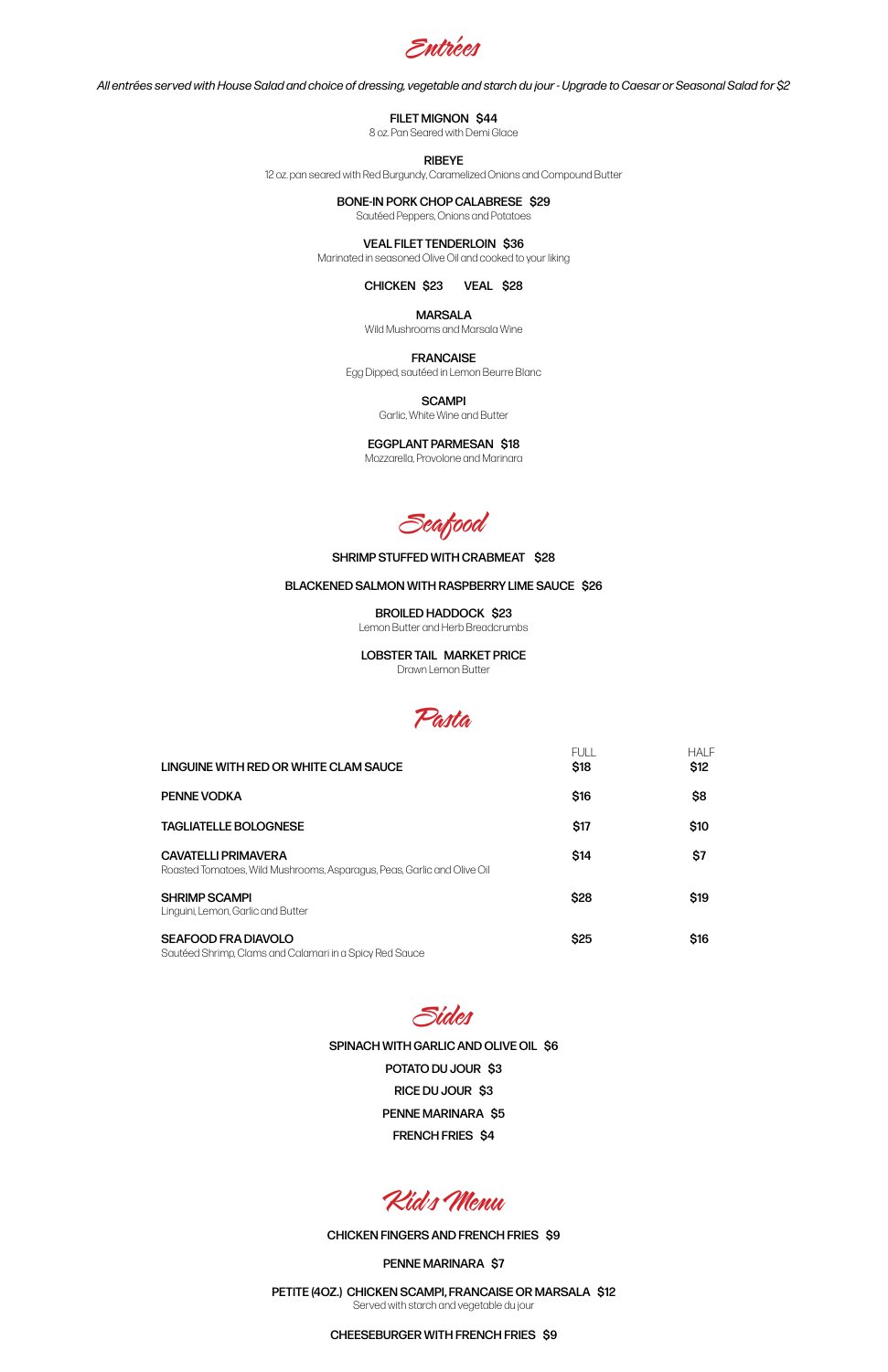# Entrées

*All entrées served with House Salad and choice of dressing, vegetable and starch du jour - Upgrade to Caesar or Seasonal Salad for $2*

**FILET MIGNON $44**
8 oz. Pan Seared with Demi Glace

**RIBEYE**
12 oz. pan seared with Red Burgundy, Caramelized Onions and Compound Butter

**BONE-IN PORK CHOP CALABRESE $29**
Sautéed Peppers, Onions and Potatoes

**VEAL FILET TENDERLOIN $36**
Marinated in seasoned Olive Oil and cooked to your liking

**CHICKEN $23 VEAL $28**

**MARSALA**
Wild Mushrooms and Marsala Wine

**FRANCAISE**
Egg Dipped, sautéed in Lemon Beurre Blanc

**SCAMPI**
Garlic, White Wine and Butter

**EGGPLANT PARMESAN $18**
Mozzarella, Provolone and Marinara

# Seafood

**SHRIMP STUFFED WITH CRABMEAT $28**

**BLACKENED SALMON WITH RASPBERRY LIME SAUCE $26**

**BROILED HADDOCK $23**
Lemon Butter and Herb Breadcrumbs

**LOBSTER TAIL MARKET PRICE**
Drawn Lemon Butter

# Pasta

| | FULL | HALF |
|---|---|---|
| **LINGUINE WITH RED OR WHITE CLAM SAUCE** | $18 | $12 |
| **PENNE VODKA** | $16 | $8 |
| **TAGLIATELLE BOLOGNESE** | $17 | $10 |
| **CAVATELLI PRIMAVERA**<br>Roasted Tomatoes, Wild Mushrooms, Asparagus, Peas, Garlic and Olive Oil | $14 | $7 |
| **SHRIMP SCAMPI**<br>Linguini, Lemon, Garlic and Butter | $28 | $19 |
| **SEAFOOD FRA DIAVOLO**<br>Sautéed Shrimp, Clams and Calamari in a Spicy Red Sauce | $25 | $16 |

# Sides

**SPINACH WITH GARLIC AND OLIVE OIL $6**

**POTATO DU JOUR $3**

**RICE DU JOUR $3**

**PENNE MARINARA $5**

**FRENCH FRIES $4**

# Kid's Menu

**CHICKEN FINGERS AND FRENCH FRIES $9**

**PENNE MARINARA $7**

**PETITE (4OZ.) CHICKEN SCAMPI, FRANCAISE OR MARSALA $12**
Served with starch and vegetable du jour

**CHEESEBURGER WITH FRENCH FRIES $9**